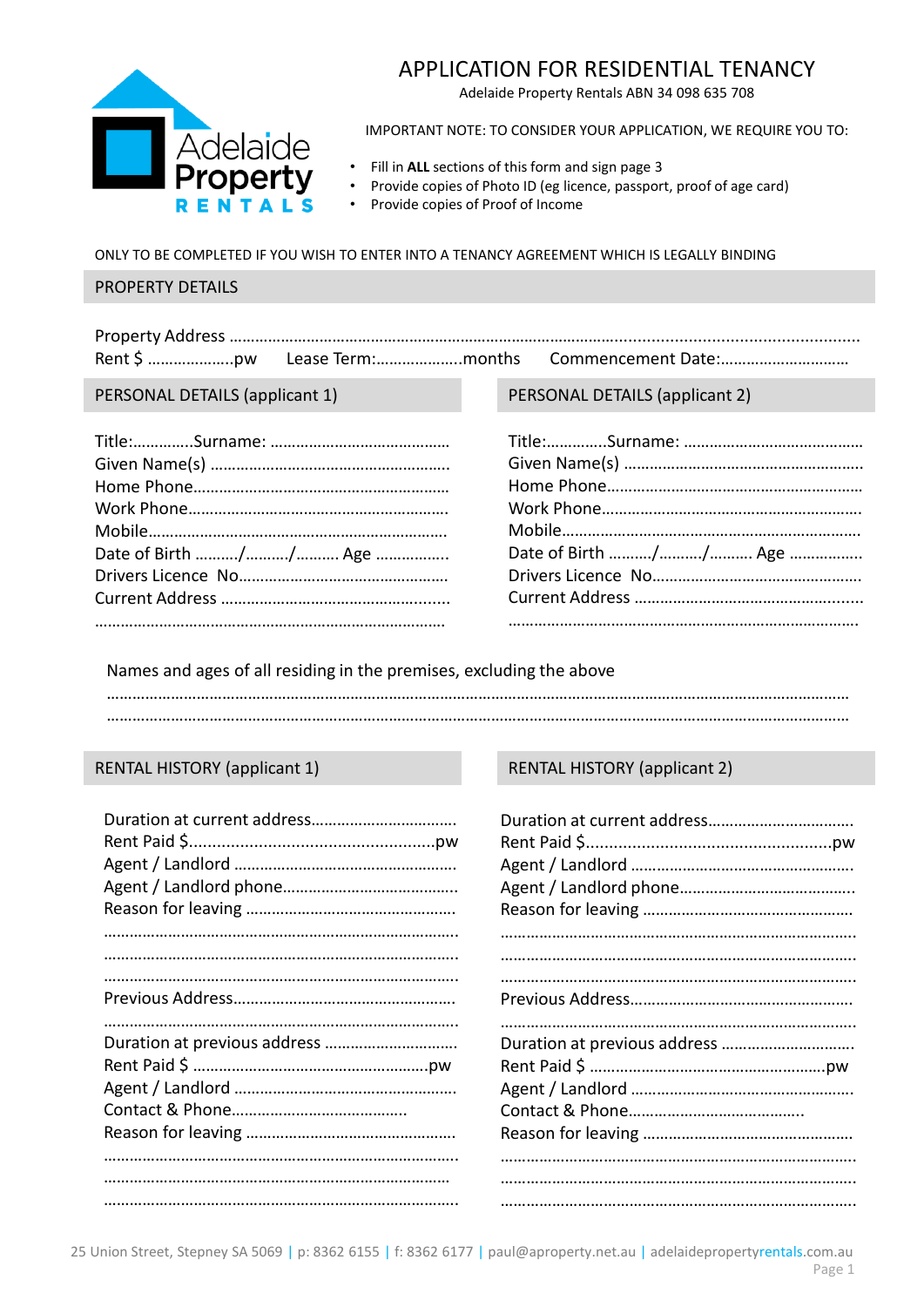Adelaide Property RENTALS

# APPLICATION FOR RESIDENTIAL TENANCY

Adelaide Property Rentals ABN 34 098 635 708

IMPORTANT NOTE: TO CONSIDER YOUR APPLICATION, WE REQUIRE YOU TO:

- Fill in **ALL** sections of this form and sign page 3
- Provide copies of Photo ID (eg licence, passport, proof of age card)
- Provide copies of Proof of Income

ONLY TO BE COMPLETED IF YOU WISH TO ENTER INTO A TENANCY AGREEMENT WHICH IS LEGALLY BINDING

## PROPERTY DETAILS

Property Address ……………………………………………………………………………………………………………………

Rent $ ………………..pw Lease Term:………………..months Commencement Date:…………………………

## PERSONAL DETAILS (applicant 1)

Title:…………..Surname: ……………………………………

Given Name(s) …………………………………………………

Home Phone……………………………………………………

Work Phone……………………………………………………

Mobile……………………………………………………………

Date of Birth ………/………/……… Age ……………..

Drivers Licence No…………………………………………

Current Address ……………………………………………

……………………………………………………………………

## PERSONAL DETAILS (applicant 2)

Title:…………..Surname: ……………………………………

Given Name(s) …………………………………………………

Home Phone……………………………………………………

Work Phone……………………………………………………

Mobile……………………………………………………………

Date of Birth ………/………/……… Age ……………..

Drivers Licence No…………………………………………

Current Address ……………………………………………

……………………………………………………………………

Names and ages of all residing in the premises, excluding the above

……………………………………………………………………………………………………………………………………………

……………………………………………………………………………………………………………………………………………

## RENTAL HISTORY (applicant 1)

Duration at current address……………………………

Rent Paid $……………………………………………pw

Agent / Landlord ……………………………………………

Agent / Landlord phone…………………………………

Reason for leaving …………………………………………

……………………………………………………………………

……………………………………………………………………

……………………………………………………………………

Previous Address……………………………………………

……………………………………………………………………

Duration at previous address …………………………

Rent Paid $ ……………………………………………pw

Agent / Landlord ……………………………………………

Contact & Phone……………………………………

Reason for leaving …………………………………………

……………………………………………………………………

……………………………………………………………………

……………………………………………………………………

## RENTAL HISTORY (applicant 2)

Duration at current address……………………………

Rent Paid $……………………………………………pw

Agent / Landlord ……………………………………………

Agent / Landlord phone…………………………………

Reason for leaving …………………………………………

……………………………………………………………………

……………………………………………………………………

……………………………………………………………………

Previous Address……………………………………………

……………………………………………………………………

Duration at previous address …………………………

Rent Paid $ ……………………………………………pw

Agent / Landlord ……………………………………………

Contact & Phone……………………………………

Reason for leaving …………………………………………

……………………………………………………………………

……………………………………………………………………

……………………………………………………………………

25 Union Street, Stepney SA 5069 | p: 8362 6155 | f: 8362 6177 | paul@aproperty.net.au | adelaidepropertyrentals.com.au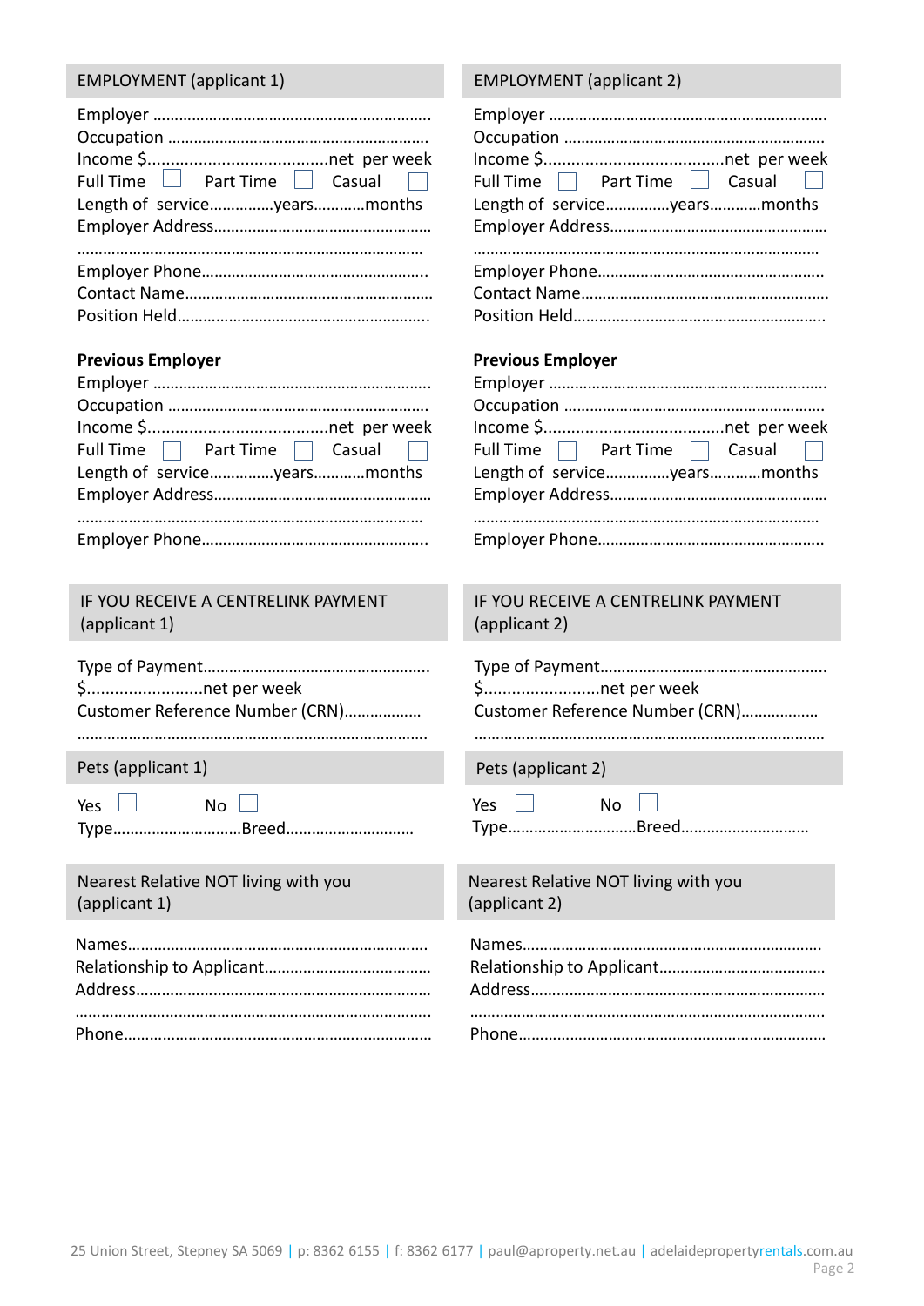## EMPLOYMENT (applicant 1)

Employer ……………………………………………………………
Occupation ……………………………………………………
Income $......................................net per week
Full Time ☐ Part Time ☐ Casual ☐
Length of service……………years…………months
Employer Address……………………………………………
……………………………………………………………………
Employer Phone……………………………………………
Contact Name…………………………………………………
Position Held…………………………………………………

**Previous Employer**

Employer ……………………………………………………………
Occupation ……………………………………………………
Income $......................................net per week
Full Time ☐ Part Time ☐ Casual ☐
Length of service……………years…………months
Employer Address……………………………………………
……………………………………………………………………
Employer Phone……………………………………………

## EMPLOYMENT (applicant 2)

Employer ……………………………………………………………
Occupation ……………………………………………………
Income $......................................net per week
Full Time ☐ Part Time ☐ Casual ☐
Length of service……………years…………months
Employer Address……………………………………………
……………………………………………………………………
Employer Phone……………………………………………
Contact Name…………………………………………………
Position Held…………………………………………………

**Previous Employer**

Employer ……………………………………………………………
Occupation ……………………………………………………
Income $......................................net per week
Full Time ☐ Part Time ☐ Casual ☐
Length of service……………years…………months
Employer Address……………………………………………
……………………………………………………………………
Employer Phone……………………………………………

## IF YOU RECEIVE A CENTRELINK PAYMENT (applicant 1)

Type of Payment……………………………………………
$.........................net per week
Customer Reference Number (CRN)………………
……………………………………………………………………

## IF YOU RECEIVE A CENTRELINK PAYMENT (applicant 2)

Type of Payment……………………………………………
$.........................net per week
Customer Reference Number (CRN)………………
……………………………………………………………………

## Pets (applicant 1)

Yes ☐ No ☐
Type…………………………Breed…………………………

## Pets (applicant 2)

Yes ☐ No ☐
Type…………………………Breed…………………………

## Nearest Relative NOT living with you (applicant 1)

Names…………………………………………………………
Relationship to Applicant…………………………………
Address………………………………………………………
……………………………………………………………………
Phone…………………………………………………………

## Nearest Relative NOT living with you (applicant 2)

Names…………………………………………………………
Relationship to Applicant…………………………………
Address………………………………………………………
……………………………………………………………………
Phone…………………………………………………………

25 Union Street, Stepney SA 5069 | p: 8362 6155 | f: 8362 6177 | paul@aproperty.net.au | adelaidepropertyrentals.com.au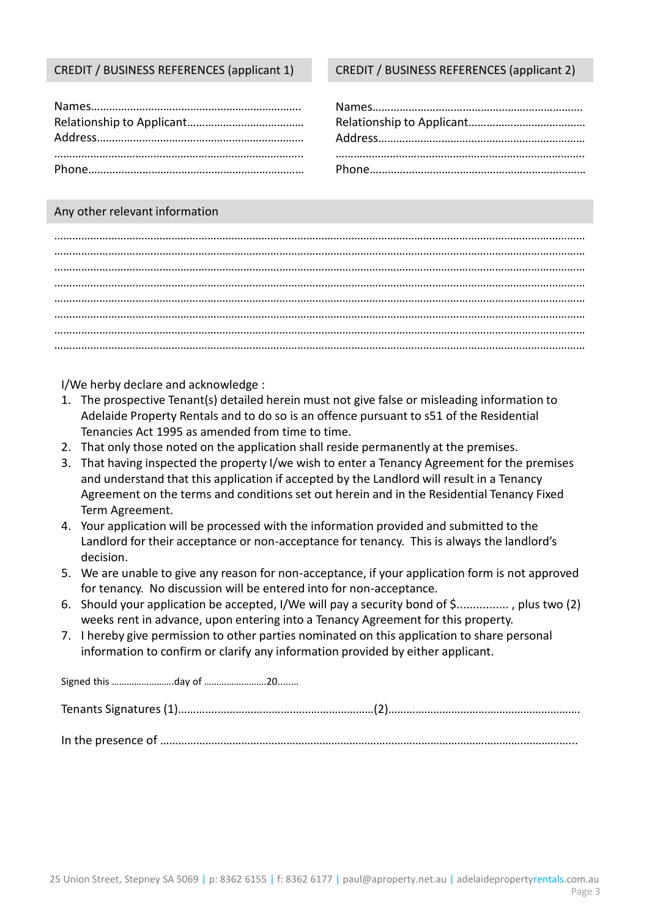## CREDIT / BUSINESS REFERENCES (applicant 1)

Names…………………………………………………………….
Relationship to Applicant………………………………
Address…………………………………………………………
…………………………………………………………………………
Phone……………………………………………………………

## CREDIT / BUSINESS REFERENCES (applicant 2)

Names…………………………………………………………….
Relationship to Applicant………………………………
Address…………………………………………………………
…………………………………………………………………………
Phone……………………………………………………………

## Any other relevant information

………………………………………………………………………………………………………………………………………
………………………………………………………………………………………………………………………………………
………………………………………………………………………………………………………………………………………
………………………………………………………………………………………………………………………………………
………………………………………………………………………………………………………………………………………
………………………………………………………………………………………………………………………………………
………………………………………………………………………………………………………………………………………
………………………………………………………………………………………………………………………………………

I/We herby declare and acknowledge :

1. The prospective Tenant(s) detailed herein must not give false or misleading information to Adelaide Property Rentals and to do so is an offence pursuant to s51 of the Residential Tenancies Act 1995 as amended from time to time.
2. That only those noted on the application shall reside permanently at the premises.
3. That having inspected the property I/we wish to enter a Tenancy Agreement for the premises and understand that this application if accepted by the Landlord will result in a Tenancy Agreement on the terms and conditions set out herein and in the Residential Tenancy Fixed Term Agreement.
4. Your application will be processed with the information provided and submitted to the Landlord for their acceptance or non-acceptance for tenancy. This is always the landlord's decision.
5. We are unable to give any reason for non-acceptance, if your application form is not approved for tenancy. No discussion will be entered into for non-acceptance.
6. Should your application be accepted, I/We will pay a security bond of $................ , plus two (2) weeks rent in advance, upon entering into a Tenancy Agreement for this property.
7. I hereby give permission to other parties nominated on this application to share personal information to confirm or clarify any information provided by either applicant.

Signed this …………………….day of …………………….20........

Tenants Signatures (1)…………………………………………………………(2)………………………………………………………

In the presence of ……………………………………………………………………………………………………………………..

25 Union Street, Stepney SA 5069 | p: 8362 6155 | f: 8362 6177 | paul@aproperty.net.au | adelaidepropertyrentals.com.au